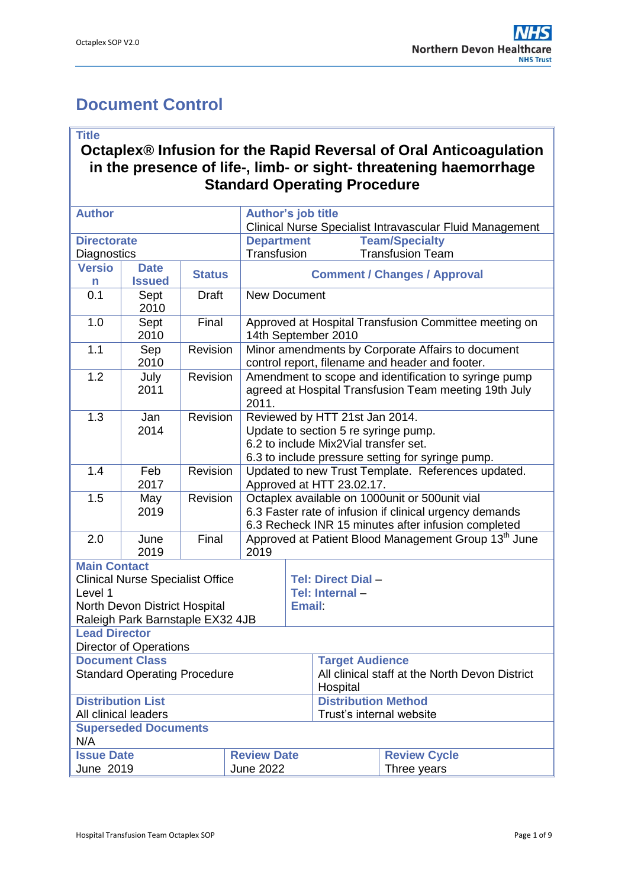# Document Control

| **Title** | | | |
|---|---|---|---|
| **Octaplex® Infusion for the Rapid Reversal of Oral Anticoagulation in the presence of life-, limb- or sight- threatening haemorrhage Standard Operating Procedure** | | | |
| **Author** | | | **Author's job title** Clinical Nurse Specialist Intravascular Fluid Management |
| **Directorate** Diagnostics | | | **Department** Transfusion / **Team/Specialty** Transfusion Team |
| **Version** | **Date Issued** | **Status** | **Comment / Changes / Approval** |
| 0.1 | Sept 2010 | Draft | New Document |
| 1.0 | Sept 2010 | Final | Approved at Hospital Transfusion Committee meeting on 14th September 2010 |
| 1.1 | Sep 2010 | Revision | Minor amendments by Corporate Affairs to document control report, filename and header and footer. |
| 1.2 | July 2011 | Revision | Amendment to scope and identification to syringe pump agreed at Hospital Transfusion Team meeting 19th July 2011. |
| 1.3 | Jan 2014 | Revision | Reviewed by HTT 21st Jan 2014.<br>Update to section 5 re syringe pump.<br>6.2 to include Mix2Vial transfer set.<br>6.3 to include pressure setting for syringe pump. |
| 1.4 | Feb 2017 | Revision | Updated to new Trust Template. References updated. Approved at HTT 23.02.17. |
| 1.5 | May 2019 | Revision | Octaplex available on 1000unit or 500unit vial<br>6.3 Faster rate of infusion if clinical urgency demands<br>6.3 Recheck INR 15 minutes after infusion completed |
| 2.0 | June 2019 | Final | Approved at Patient Blood Management Group 13th June 2019 |

| **Main Contact** | |
|---|---|
| Clinical Nurse Specialist Office<br>Level 1<br>North Devon District Hospital<br>Raleigh Park Barnstaple EX32 4JB | **Tel: Direct Dial** –<br>**Tel: Internal** –<br>**Email**: |
| **Lead Director**<br>Director of Operations | |
| **Document Class**<br>Standard Operating Procedure | **Target Audience**<br>All clinical staff at the North Devon District Hospital |
| **Distribution List**<br>All clinical leaders | **Distribution Method**<br>Trust's internal website |
| **Superseded Documents**<br>N/A | |

| **Issue Date** | **Review Date** | **Review Cycle** |
|---|---|---|
| June 2019 | June 2022 | Three years |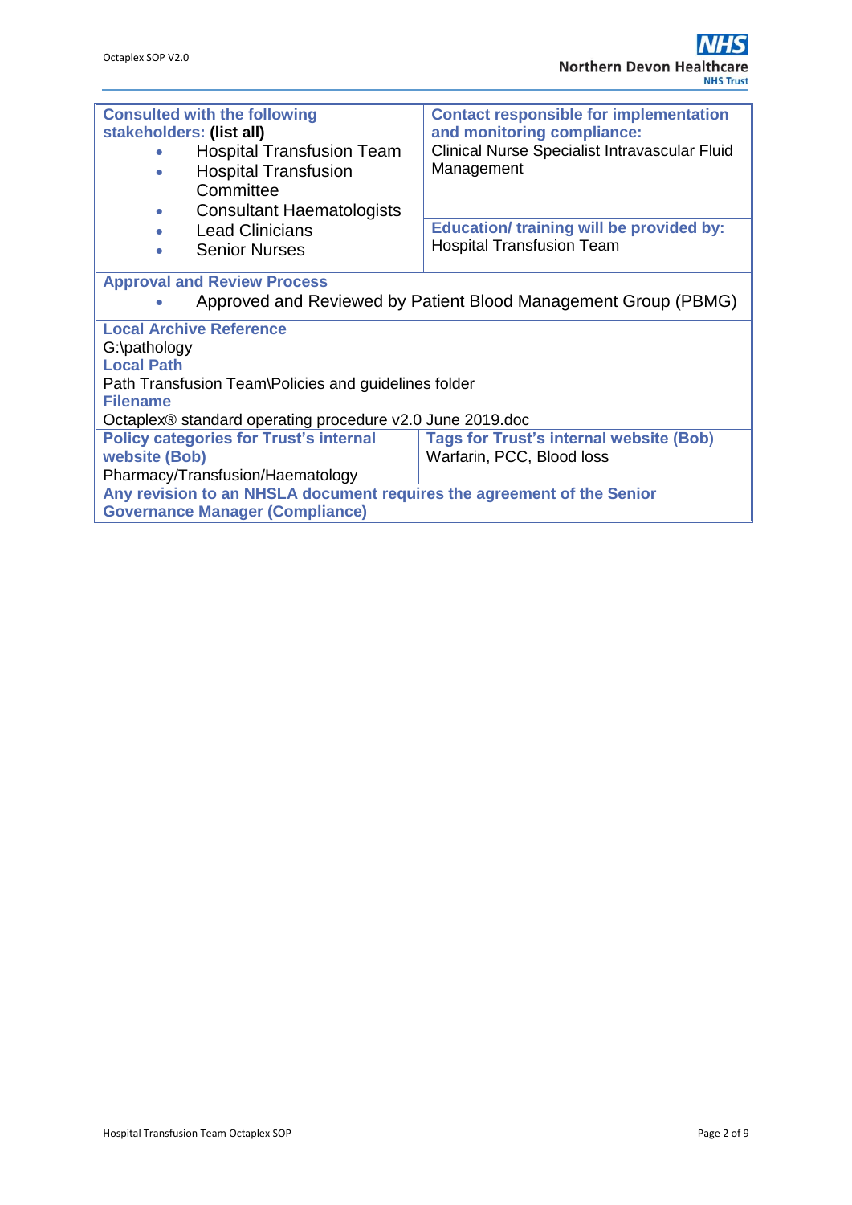| **Consulted with the following stakeholders: (list all)** | **Contact responsible for implementation and monitoring compliance:** |
|---|---|
| • Hospital Transfusion Team<br>• Hospital Transfusion Committee<br>• Consultant Haematologists<br>• Lead Clinicians<br>• Senior Nurses | Clinical Nurse Specialist Intravascular Fluid Management<br><br>**Education/ training will be provided by:**<br>Hospital Transfusion Team |

**Approval and Review Process**

- Approved and Reviewed by Patient Blood Management Group (PBMG)

**Local Archive Reference**
G:\pathology

**Local Path**
Path Transfusion Team\Policies and guidelines folder

**Filename**
Octaplex® standard operating procedure v2.0 June 2019.doc

| **Policy categories for Trust's internal website (Bob)** | **Tags for Trust's internal website (Bob)** |
|---|---|
| Pharmacy/Transfusion/Haematology | Warfarin, PCC, Blood loss |

**Any revision to an NHSLA document requires the agreement of the Senior Governance Manager (Compliance)**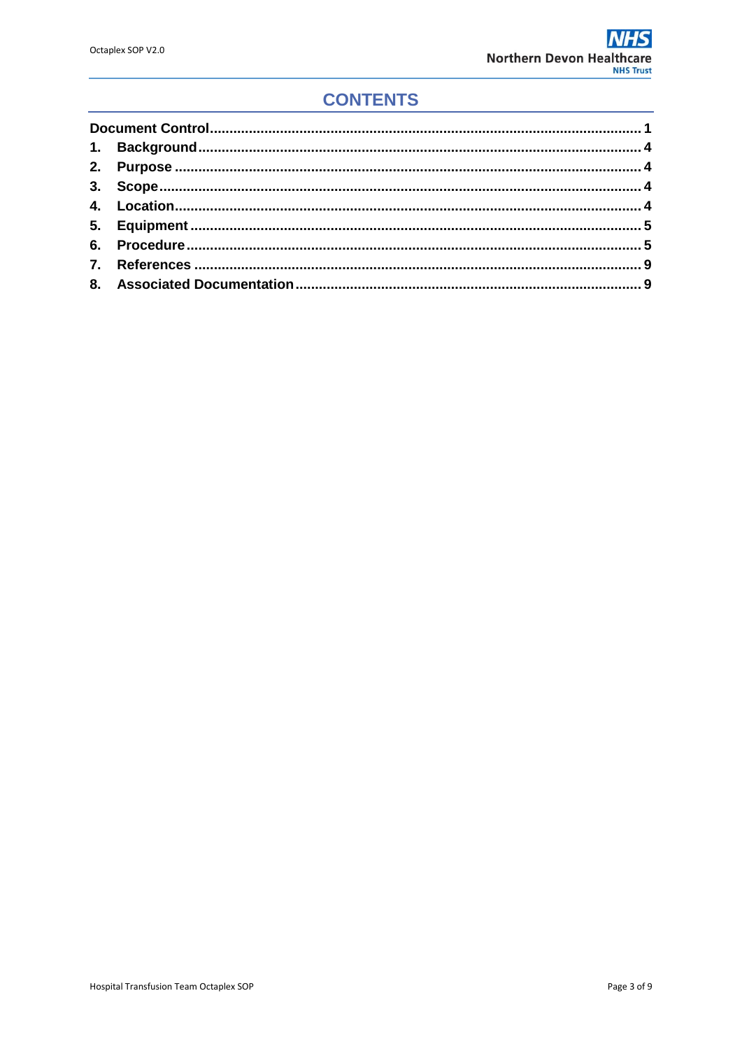# CONTENTS

| | |
|---|---|
| **Document Control** | **1** |
| **1. Background** | **4** |
| **2. Purpose** | **4** |
| **3. Scope** | **4** |
| **4. Location** | **4** |
| **5. Equipment** | **5** |
| **6. Procedure** | **5** |
| **7. References** | **9** |
| **8. Associated Documentation** | **9** |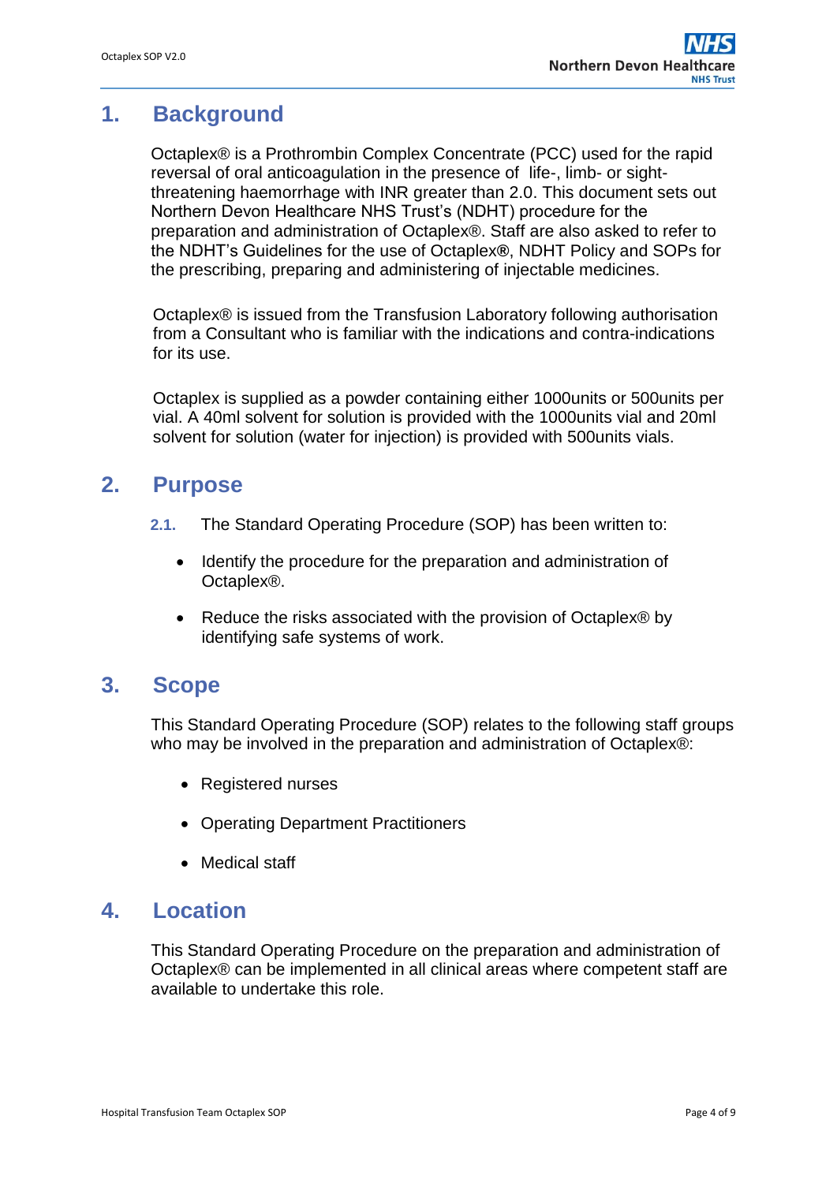## 1. Background

Octaplex® is a Prothrombin Complex Concentrate (PCC) used for the rapid reversal of oral anticoagulation in the presence of life-, limb- or sight-threatening haemorrhage with INR greater than 2.0. This document sets out Northern Devon Healthcare NHS Trust's (NDHT) procedure for the preparation and administration of Octaplex®. Staff are also asked to refer to the NDHT's Guidelines for the use of Octaplex**®**, NDHT Policy and SOPs for the prescribing, preparing and administering of injectable medicines.

Octaplex® is issued from the Transfusion Laboratory following authorisation from a Consultant who is familiar with the indications and contra-indications for its use.

Octaplex is supplied as a powder containing either 1000units or 500units per vial. A 40ml solvent for solution is provided with the 1000units vial and 20ml solvent for solution (water for injection) is provided with 500units vials.

## 2. Purpose

**2.1.** The Standard Operating Procedure (SOP) has been written to:

- Identify the procedure for the preparation and administration of Octaplex®.
- Reduce the risks associated with the provision of Octaplex® by identifying safe systems of work.

## 3. Scope

This Standard Operating Procedure (SOP) relates to the following staff groups who may be involved in the preparation and administration of Octaplex®:

- Registered nurses
- Operating Department Practitioners
- Medical staff

## 4. Location

This Standard Operating Procedure on the preparation and administration of Octaplex® can be implemented in all clinical areas where competent staff are available to undertake this role.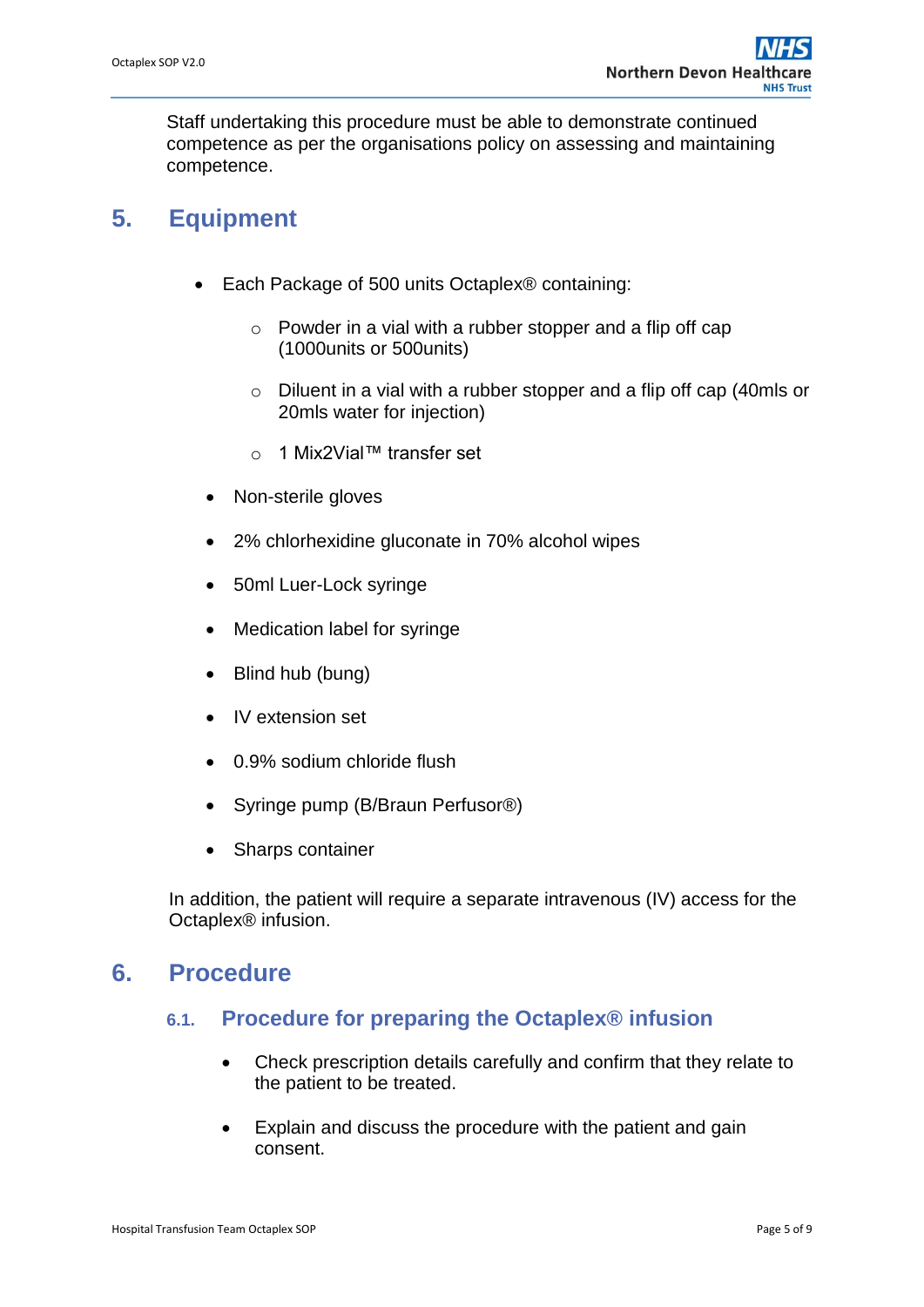Staff undertaking this procedure must be able to demonstrate continued competence as per the organisations policy on assessing and maintaining competence.

## 5. Equipment

- Each Package of 500 units Octaplex® containing:
  - Powder in a vial with a rubber stopper and a flip off cap (1000units or 500units)
  - Diluent in a vial with a rubber stopper and a flip off cap (40mls or 20mls water for injection)
  - 1 Mix2Vial™ transfer set
- Non-sterile gloves
- 2% chlorhexidine gluconate in 70% alcohol wipes
- 50ml Luer-Lock syringe
- Medication label for syringe
- Blind hub (bung)
- IV extension set
- 0.9% sodium chloride flush
- Syringe pump (B/Braun Perfusor®)
- Sharps container

In addition, the patient will require a separate intravenous (IV) access for the Octaplex® infusion.

## 6. Procedure

### 6.1. Procedure for preparing the Octaplex® infusion

- Check prescription details carefully and confirm that they relate to the patient to be treated.
- Explain and discuss the procedure with the patient and gain consent.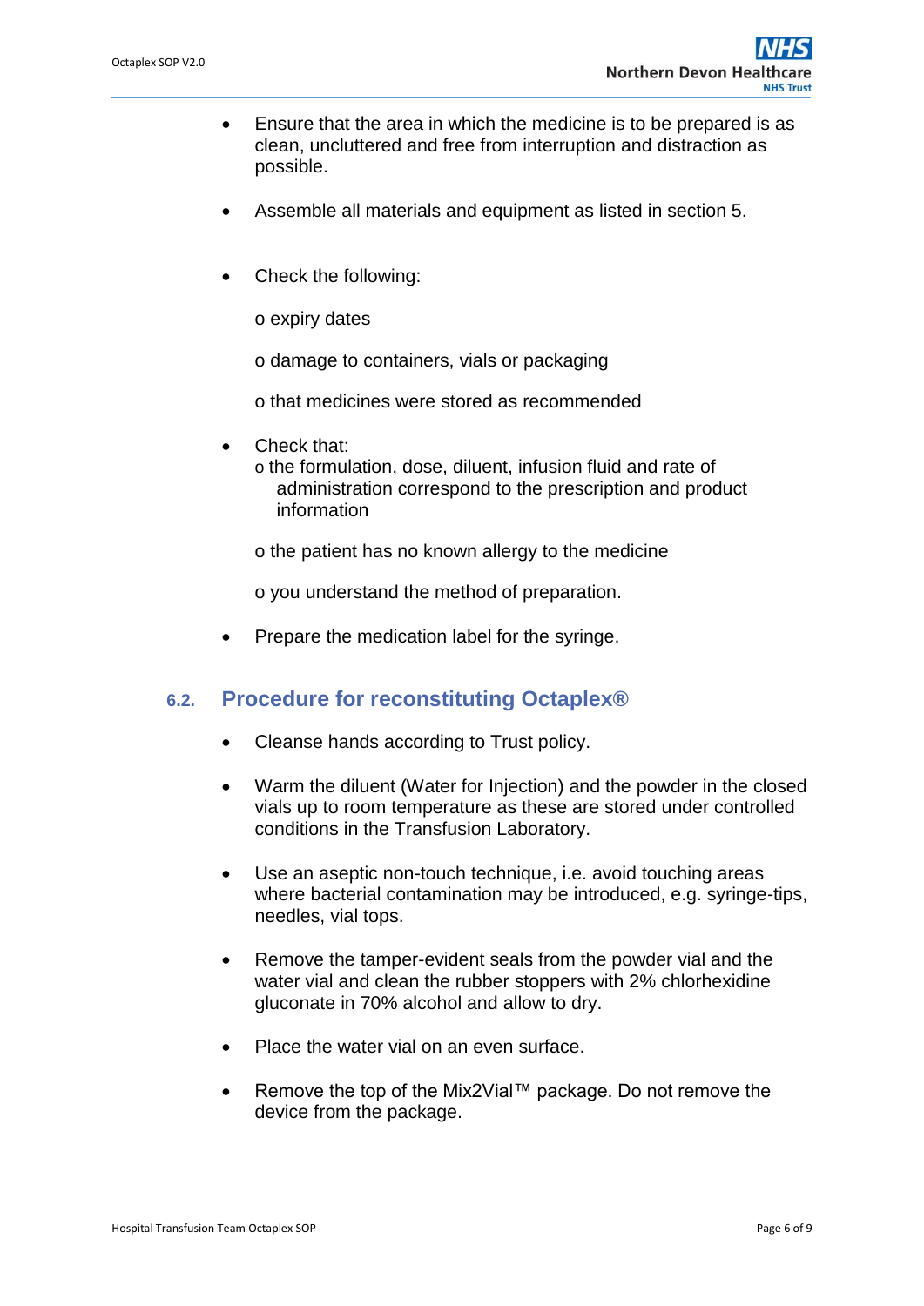- Ensure that the area in which the medicine is to be prepared is as clean, uncluttered and free from interruption and distraction as possible.

- Assemble all materials and equipment as listed in section 5.

- Check the following:

  o expiry dates

  o damage to containers, vials or packaging

  o that medicines were stored as recommended

- Check that:
  o the formulation, dose, diluent, infusion fluid and rate of administration correspond to the prescription and product information

  o the patient has no known allergy to the medicine

  o you understand the method of preparation.

- Prepare the medication label for the syringe.

## 6.2. Procedure for reconstituting Octaplex®

- Cleanse hands according to Trust policy.

- Warm the diluent (Water for Injection) and the powder in the closed vials up to room temperature as these are stored under controlled conditions in the Transfusion Laboratory.

- Use an aseptic non-touch technique, i.e. avoid touching areas where bacterial contamination may be introduced, e.g. syringe-tips, needles, vial tops.

- Remove the tamper-evident seals from the powder vial and the water vial and clean the rubber stoppers with 2% chlorhexidine gluconate in 70% alcohol and allow to dry.

- Place the water vial on an even surface.

- Remove the top of the Mix2Vial™ package. Do not remove the device from the package.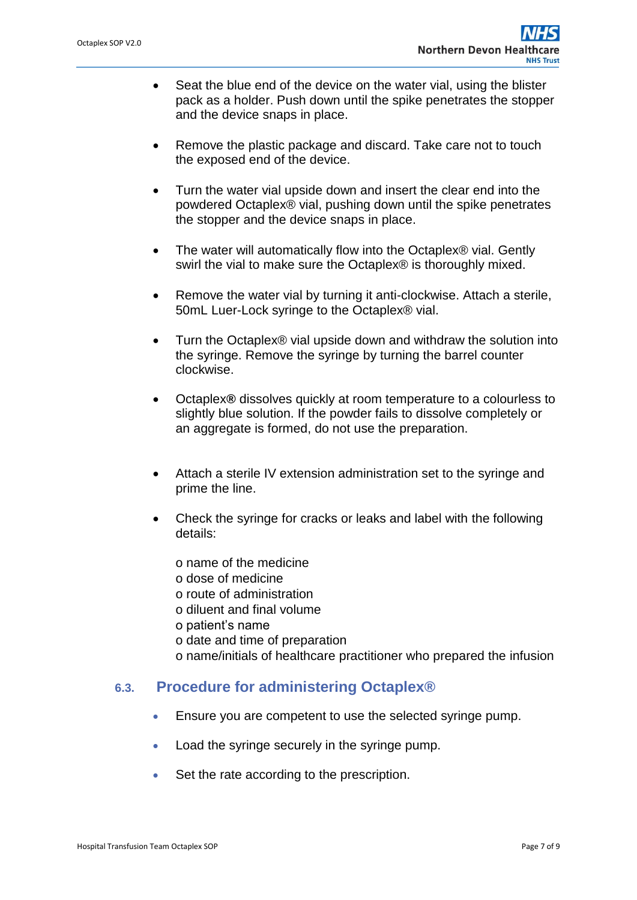- Seat the blue end of the device on the water vial, using the blister pack as a holder. Push down until the spike penetrates the stopper and the device snaps in place.

- Remove the plastic package and discard. Take care not to touch the exposed end of the device.

- Turn the water vial upside down and insert the clear end into the powdered Octaplex® vial, pushing down until the spike penetrates the stopper and the device snaps in place.

- The water will automatically flow into the Octaplex® vial. Gently swirl the vial to make sure the Octaplex® is thoroughly mixed.

- Remove the water vial by turning it anti-clockwise. Attach a sterile, 50mL Luer-Lock syringe to the Octaplex® vial.

- Turn the Octaplex® vial upside down and withdraw the solution into the syringe. Remove the syringe by turning the barrel counter clockwise.

- Octaplex**®** dissolves quickly at room temperature to a colourless to slightly blue solution. If the powder fails to dissolve completely or an aggregate is formed, do not use the preparation.

- Attach a sterile IV extension administration set to the syringe and prime the line.

- Check the syringe for cracks or leaks and label with the following details:

  - name of the medicine
  - dose of medicine
  - route of administration
  - diluent and final volume
  - patient's name
  - date and time of preparation
  - name/initials of healthcare practitioner who prepared the infusion

### 6.3. Procedure for administering Octaplex®

- Ensure you are competent to use the selected syringe pump.

- Load the syringe securely in the syringe pump.

- Set the rate according to the prescription.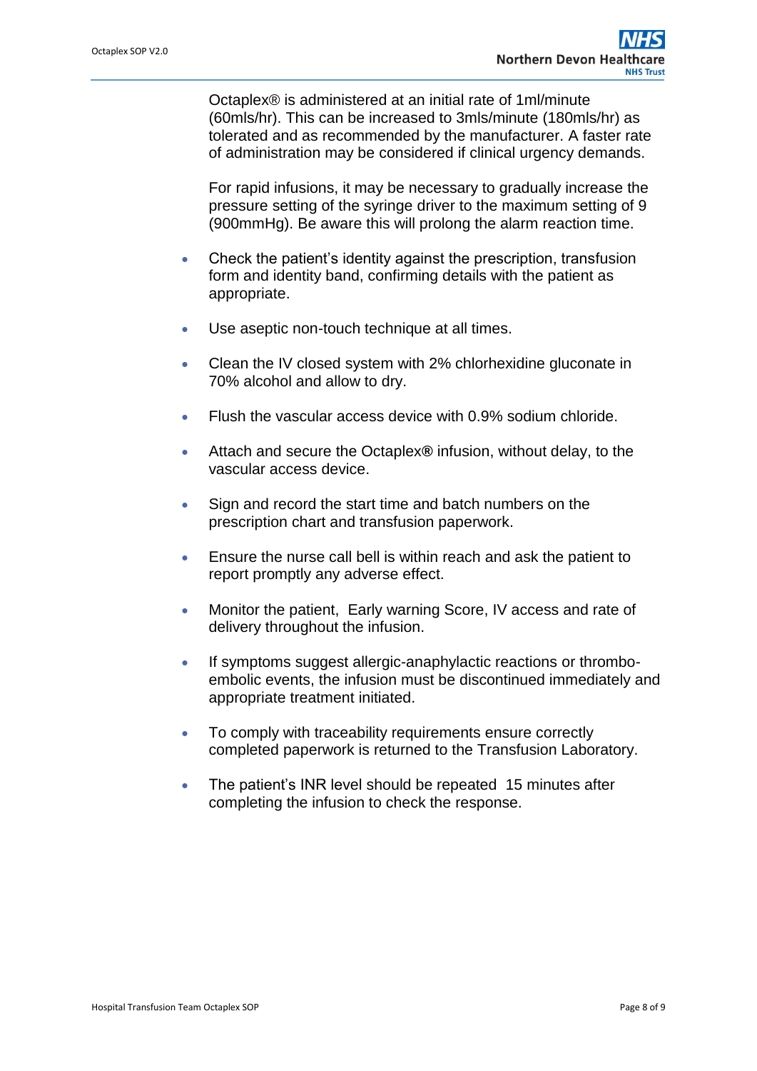Octaplex® is administered at an initial rate of 1ml/minute (60mls/hr). This can be increased to 3mls/minute (180mls/hr) as tolerated and as recommended by the manufacturer. A faster rate of administration may be considered if clinical urgency demands.

For rapid infusions, it may be necessary to gradually increase the pressure setting of the syringe driver to the maximum setting of 9 (900mmHg). Be aware this will prolong the alarm reaction time.

- Check the patient's identity against the prescription, transfusion form and identity band, confirming details with the patient as appropriate.
- Use aseptic non-touch technique at all times.
- Clean the IV closed system with 2% chlorhexidine gluconate in 70% alcohol and allow to dry.
- Flush the vascular access device with 0.9% sodium chloride.
- Attach and secure the Octaplex**®** infusion, without delay, to the vascular access device.
- Sign and record the start time and batch numbers on the prescription chart and transfusion paperwork.
- Ensure the nurse call bell is within reach and ask the patient to report promptly any adverse effect.
- Monitor the patient, Early warning Score, IV access and rate of delivery throughout the infusion.
- If symptoms suggest allergic-anaphylactic reactions or thrombo-embolic events, the infusion must be discontinued immediately and appropriate treatment initiated.
- To comply with traceability requirements ensure correctly completed paperwork is returned to the Transfusion Laboratory.
- The patient's INR level should be repeated 15 minutes after completing the infusion to check the response.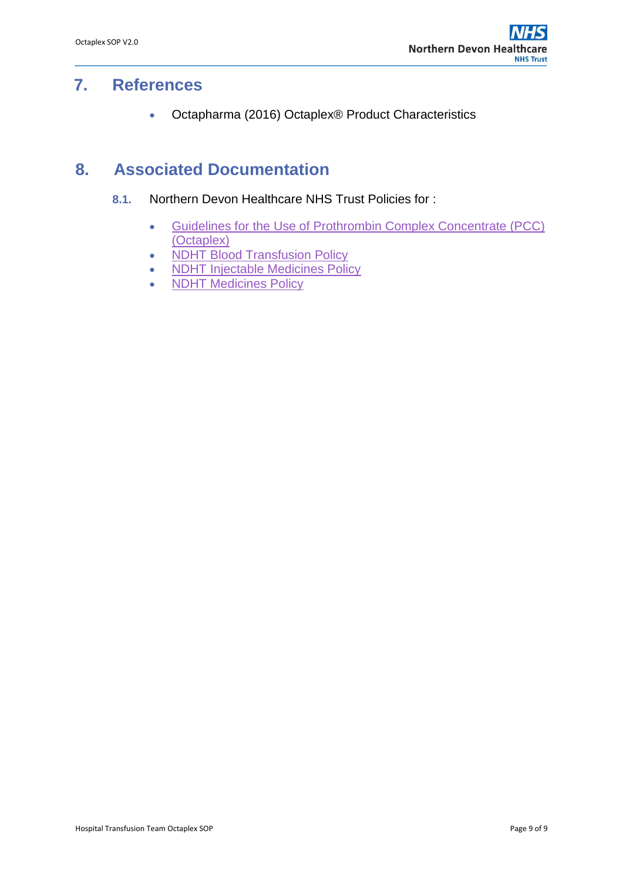## 7. References

- Octapharma (2016) Octaplex® Product Characteristics

## 8. Associated Documentation

**8.1.** Northern Devon Healthcare NHS Trust Policies for :

- Guidelines for the Use of Prothrombin Complex Concentrate (PCC) (Octaplex)
- NDHT Blood Transfusion Policy
- NDHT Injectable Medicines Policy
- NDHT Medicines Policy